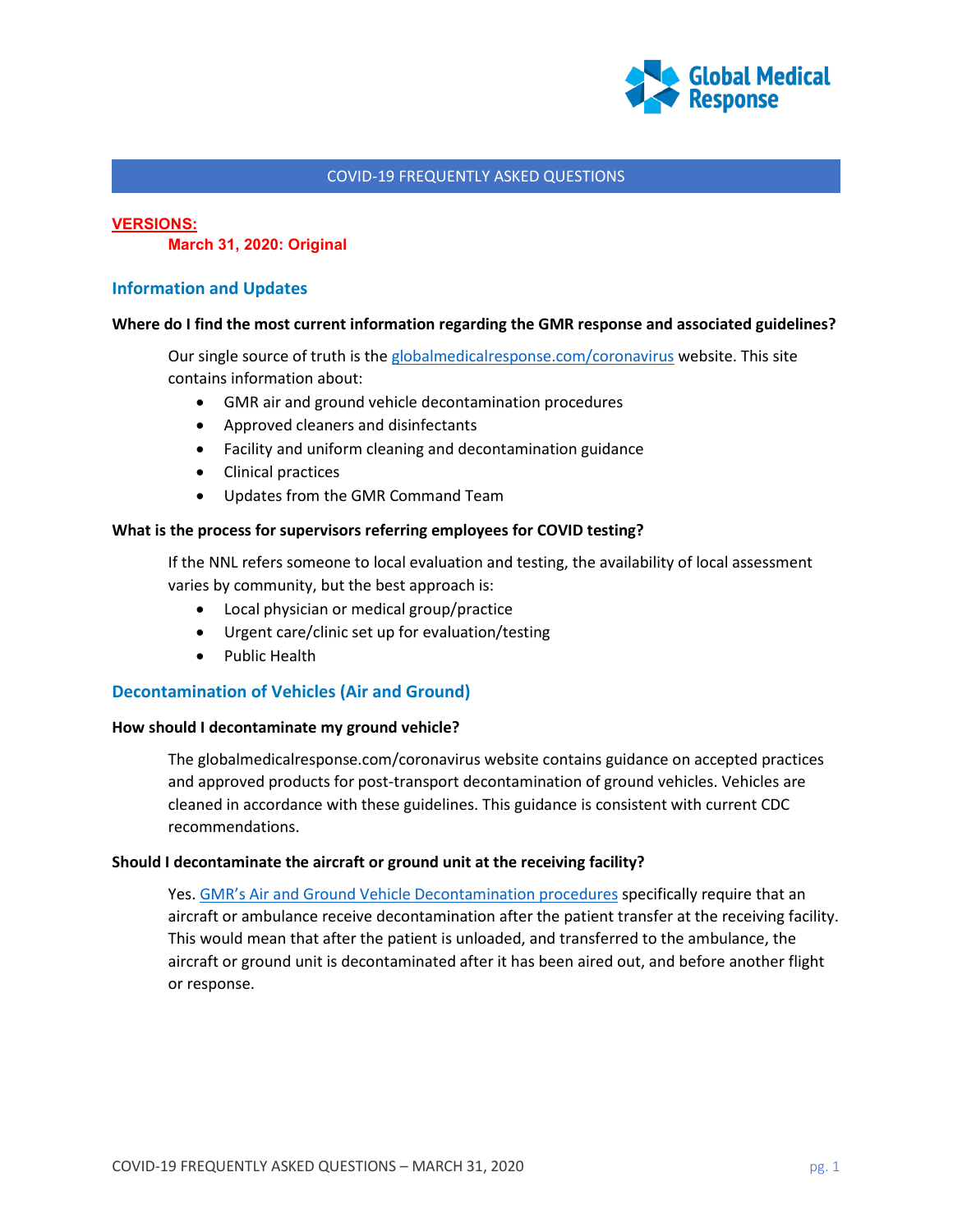# COVID-19 FREQUENTLY ASKED QUESTIONS

**VERSIONS:**

**March 31, 2020: Original**

## Information and Updates

**Where do I find the most current information regarding the GMR response and associated guidelines?**

Our single source of truth is the globalmedicalresponse.com/coronavirus website. This site contains information about:

- GMR air and ground vehicle decontamination procedures
- Approved cleaners and disinfectants
- Facility and uniform cleaning and decontamination guidance
- Clinical practices
- Updates from the GMR Command Team

**What is the process for supervisors referring employees for COVID testing?**

If the NNL refers someone to local evaluation and testing, the availability of local assessment varies by community, but the best approach is:

- Local physician or medical group/practice
- Urgent care/clinic set up for evaluation/testing
- Public Health

## Decontamination of Vehicles (Air and Ground)

**How should I decontaminate my ground vehicle?**

The globalmedicalresponse.com/coronavirus website contains guidance on accepted practices and approved products for post-transport decontamination of ground vehicles. Vehicles are cleaned in accordance with these guidelines. This guidance is consistent with current CDC recommendations.

**Should I decontaminate the aircraft or ground unit at the receiving facility?**

Yes. GMR's Air and Ground Vehicle Decontamination procedures specifically require that an aircraft or ambulance receive decontamination after the patient transfer at the receiving facility. This would mean that after the patient is unloaded, and transferred to the ambulance, the aircraft or ground unit is decontaminated after it has been aired out, and before another flight or response.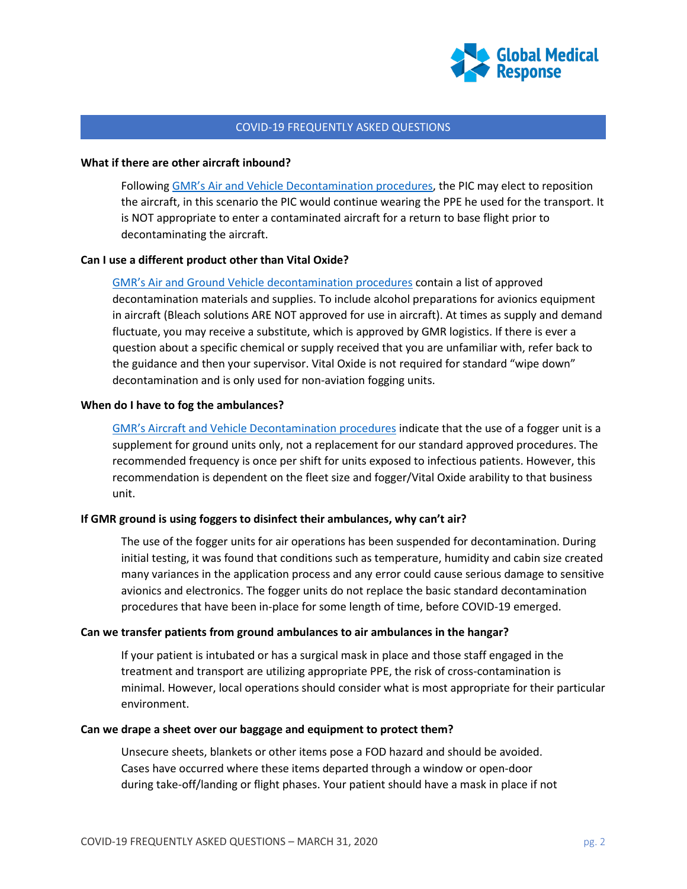## COVID-19 FREQUENTLY ASKED QUESTIONS

**What if there are other aircraft inbound?**

Following GMR's Air and Vehicle Decontamination procedures, the PIC may elect to reposition the aircraft, in this scenario the PIC would continue wearing the PPE he used for the transport. It is NOT appropriate to enter a contaminated aircraft for a return to base flight prior to decontaminating the aircraft.

**Can I use a different product other than Vital Oxide?**

GMR's Air and Ground Vehicle decontamination procedures contain a list of approved decontamination materials and supplies. To include alcohol preparations for avionics equipment in aircraft (Bleach solutions ARE NOT approved for use in aircraft). At times as supply and demand fluctuate, you may receive a substitute, which is approved by GMR logistics. If there is ever a question about a specific chemical or supply received that you are unfamiliar with, refer back to the guidance and then your supervisor. Vital Oxide is not required for standard "wipe down" decontamination and is only used for non-aviation fogging units.

**When do I have to fog the ambulances?**

GMR's Aircraft and Vehicle Decontamination procedures indicate that the use of a fogger unit is a supplement for ground units only, not a replacement for our standard approved procedures. The recommended frequency is once per shift for units exposed to infectious patients. However, this recommendation is dependent on the fleet size and fogger/Vital Oxide arability to that business unit.

**If GMR ground is using foggers to disinfect their ambulances, why can't air?**

The use of the fogger units for air operations has been suspended for decontamination. During initial testing, it was found that conditions such as temperature, humidity and cabin size created many variances in the application process and any error could cause serious damage to sensitive avionics and electronics. The fogger units do not replace the basic standard decontamination procedures that have been in-place for some length of time, before COVID-19 emerged.

**Can we transfer patients from ground ambulances to air ambulances in the hangar?**

If your patient is intubated or has a surgical mask in place and those staff engaged in the treatment and transport are utilizing appropriate PPE, the risk of cross-contamination is minimal. However, local operations should consider what is most appropriate for their particular environment.

**Can we drape a sheet over our baggage and equipment to protect them?**

Unsecure sheets, blankets or other items pose a FOD hazard and should be avoided. Cases have occurred where these items departed through a window or open-door during take-off/landing or flight phases. Your patient should have a mask in place if not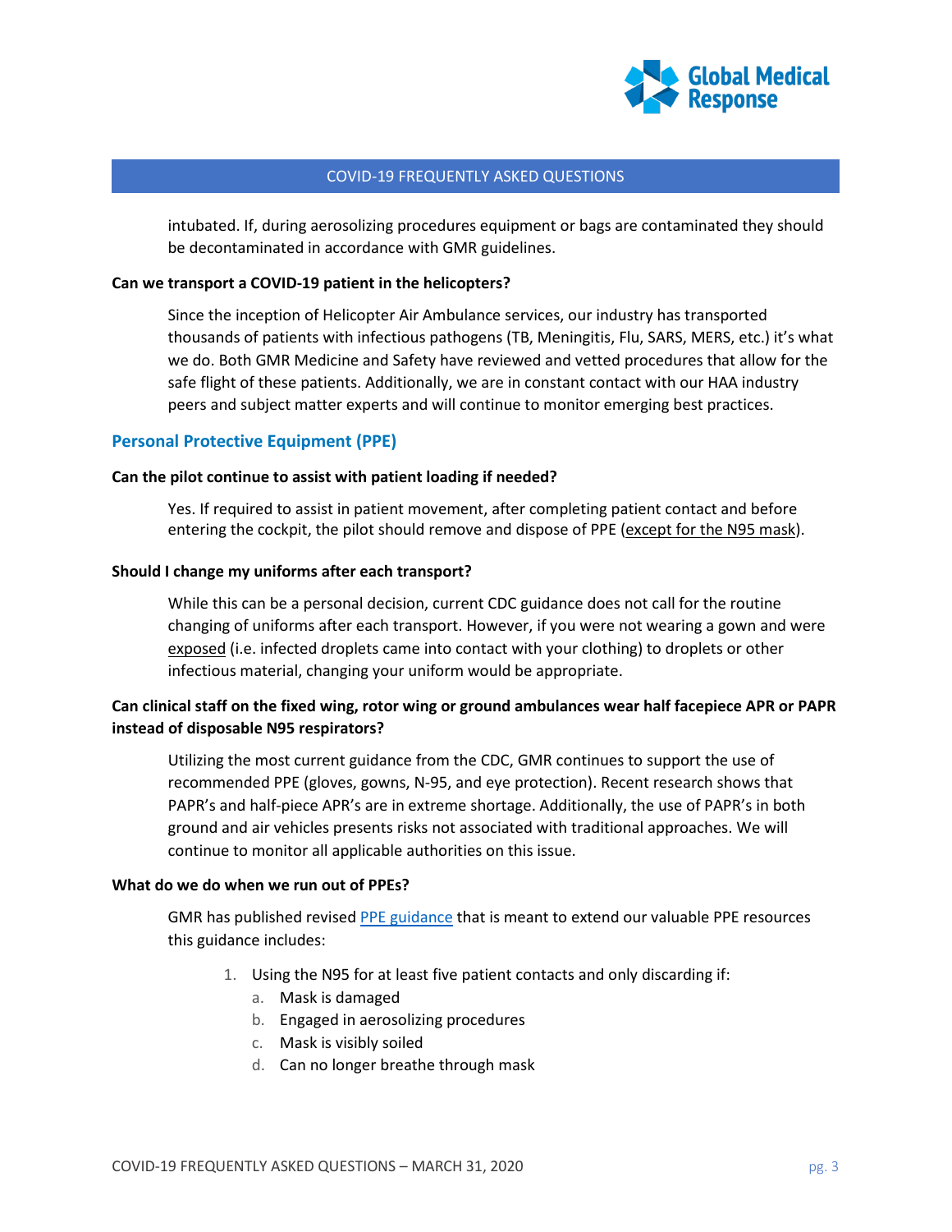intubated. If, during aerosolizing procedures equipment or bags are contaminated they should be decontaminated in accordance with GMR guidelines.

**Can we transport a COVID-19 patient in the helicopters?**

Since the inception of Helicopter Air Ambulance services, our industry has transported thousands of patients with infectious pathogens (TB, Meningitis, Flu, SARS, MERS, etc.) it's what we do. Both GMR Medicine and Safety have reviewed and vetted procedures that allow for the safe flight of these patients. Additionally, we are in constant contact with our HAA industry peers and subject matter experts and will continue to monitor emerging best practices.

## Personal Protective Equipment (PPE)

**Can the pilot continue to assist with patient loading if needed?**

Yes. If required to assist in patient movement, after completing patient contact and before entering the cockpit, the pilot should remove and dispose of PPE (except for the N95 mask).

**Should I change my uniforms after each transport?**

While this can be a personal decision, current CDC guidance does not call for the routine changing of uniforms after each transport. However, if you were not wearing a gown and were exposed (i.e. infected droplets came into contact with your clothing) to droplets or other infectious material, changing your uniform would be appropriate.

**Can clinical staff on the fixed wing, rotor wing or ground ambulances wear half facepiece APR or PAPR instead of disposable N95 respirators?**

Utilizing the most current guidance from the CDC, GMR continues to support the use of recommended PPE (gloves, gowns, N-95, and eye protection). Recent research shows that PAPR's and half-piece APR's are in extreme shortage. Additionally, the use of PAPR's in both ground and air vehicles presents risks not associated with traditional approaches. We will continue to monitor all applicable authorities on this issue.

**What do we do when we run out of PPEs?**

GMR has published revised PPE guidance that is meant to extend our valuable PPE resources this guidance includes:

1. Using the N95 for at least five patient contacts and only discarding if:
   a. Mask is damaged
   b. Engaged in aerosolizing procedures
   c. Mask is visibly soiled
   d. Can no longer breathe through mask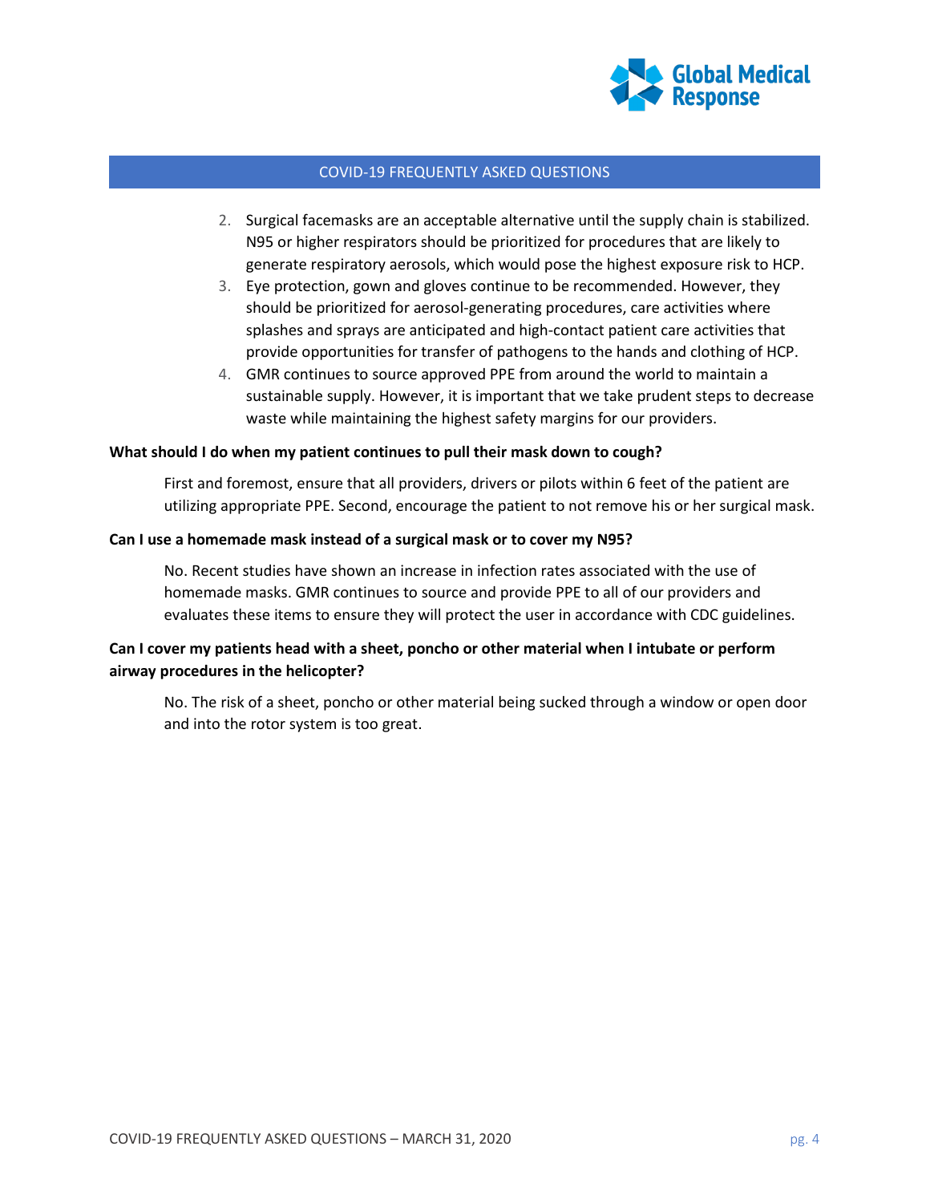2. Surgical facemasks are an acceptable alternative until the supply chain is stabilized. N95 or higher respirators should be prioritized for procedures that are likely to generate respiratory aerosols, which would pose the highest exposure risk to HCP.
3. Eye protection, gown and gloves continue to be recommended. However, they should be prioritized for aerosol-generating procedures, care activities where splashes and sprays are anticipated and high-contact patient care activities that provide opportunities for transfer of pathogens to the hands and clothing of HCP.
4. GMR continues to source approved PPE from around the world to maintain a sustainable supply. However, it is important that we take prudent steps to decrease waste while maintaining the highest safety margins for our providers.

**What should I do when my patient continues to pull their mask down to cough?**

First and foremost, ensure that all providers, drivers or pilots within 6 feet of the patient are utilizing appropriate PPE. Second, encourage the patient to not remove his or her surgical mask.

**Can I use a homemade mask instead of a surgical mask or to cover my N95?**

No. Recent studies have shown an increase in infection rates associated with the use of homemade masks. GMR continues to source and provide PPE to all of our providers and evaluates these items to ensure they will protect the user in accordance with CDC guidelines.

**Can I cover my patients head with a sheet, poncho or other material when I intubate or perform airway procedures in the helicopter?**

No. The risk of a sheet, poncho or other material being sucked through a window or open door and into the rotor system is too great.